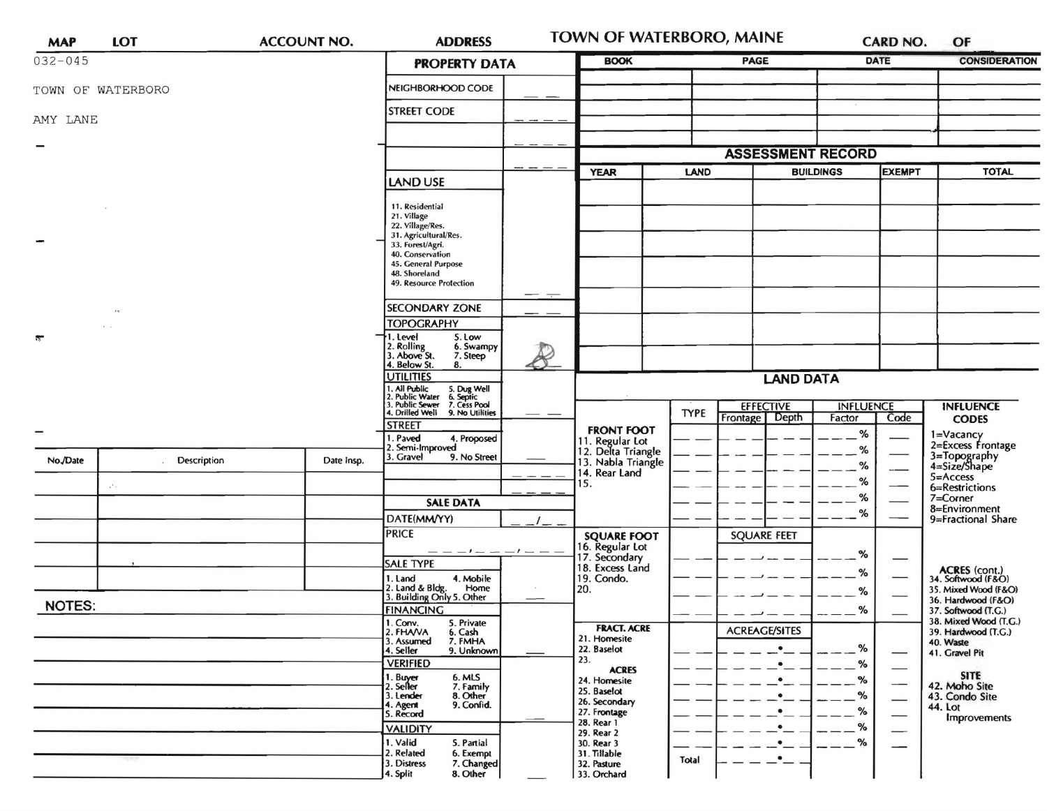| MAP | LOT | ACCOUNT NO. | ADDRESS | TOWN OF WATERBORO, MAINE | CARD NO. | OF |
|---|---|---|---|---|---|---|

032-045

TOWN OF WATERBORO

AMY LANE

## PROPERTY DATA

- NEIGHBORHOOD CODE
- STREET CODE

### LAND USE

11. Residential
21. Village
22. Village/Res.
31. Agricultural/Res.
33. Forest/Agri.
40. Conservation
45. General Purpose
48. Shoreland
49. Resource Protection

### SECONDARY ZONE

### TOPOGRAPHY

1. Level
2. Rolling
3. Above St.
4. Below St.
5. Low
6. Swampy
7. Steep
8.

8

### UTILITIES

1. All Public
2. Public Water
3. Public Sewer
4. Drilled Well
5. Dug Well
6. Septic
7. Cess Pool
9. No Utilities

### STREET

1. Paved
2. Semi-Improved
3. Gravel
4. Proposed
9. No Street

### SALE DATA

- DATE(MM/YY)
- PRICE

### SALE TYPE

1. Land
2. Land & Bldg.
3. Building Only
4. Mobile Home
5. Other

### FINANCING

1. Conv.
2. FHA/VA
3. Assumed
4. Seller
5. Private
6. Cash
7. FMHA
9. Unknown

### VERIFIED

1. Buyer
2. Seller
3. Lender
4. Agent
5. Record
6. MLS
7. Family
8. Other
9. Confid.

### VALIDITY

1. Valid
2. Related
3. Distress
4. Split
5. Partial
6. Exempt
7. Changed
8. Other

| No./Date | Description | Date Insp. |
|---|---|---|
| | | |
| | | |
| | | |
| | | |
| | | |

NOTES:

| BOOK | PAGE | DATE | CONSIDERATION |
|---|---|---|---|
| | | | |
| | | | |
| | | | |
| | | | |

## ASSESSMENT RECORD

| YEAR | LAND | BUILDINGS | EXEMPT | TOTAL |
|---|---|---|---|---|
| | | | | |
| | | | | |
| | | | | |
| | | | | |
| | | | | |
| | | | | |
| | | | | |

## LAND DATA

| | TYPE | EFFECTIVE Frontage | EFFECTIVE Depth | INFLUENCE Factor | INFLUENCE Code |
|---|---|---|---|---|---|
| **FRONT FOOT** 11. Regular Lot 12. Delta Triangle 13. Nabla Triangle 14. Rear Land 15. | | | | % | |
| **SQUARE FOOT** 16. Regular Lot 17. Secondary 18. Excess Land 19. Condo. 20. | | SQUARE FEET | | % | |
| **FRACT. ACRE** 21. Homesite 22. Baselot 23. **ACRES** 24. Homesite 25. Baselot 26. Secondary 27. Frontage 28. Rear 1 29. Rear 2 30. Rear 3 31. Tillable 32. Pasture 33. Orchard | Total | ACREAGE/SITES | | % | |

### INFLUENCE CODES

1. =Vacancy
2. =Excess Frontage
3. =Topography
4. =Size/Shape
5. =Access
6. =Restrictions
7. =Corner
8. =Environment
9. =Fractional Share

### ACRES (cont.)

34. Softwood (F&O)
35. Mixed Wood (F&O)
36. Hardwood (F&O)
37. Softwood (T.G.)
38. Mixed Wood (T.G.)
39. Hardwood (T.G.)
40. Waste
41. Gravel Pit

### SITE

42. Moho Site
43. Condo Site
44. Lot Improvements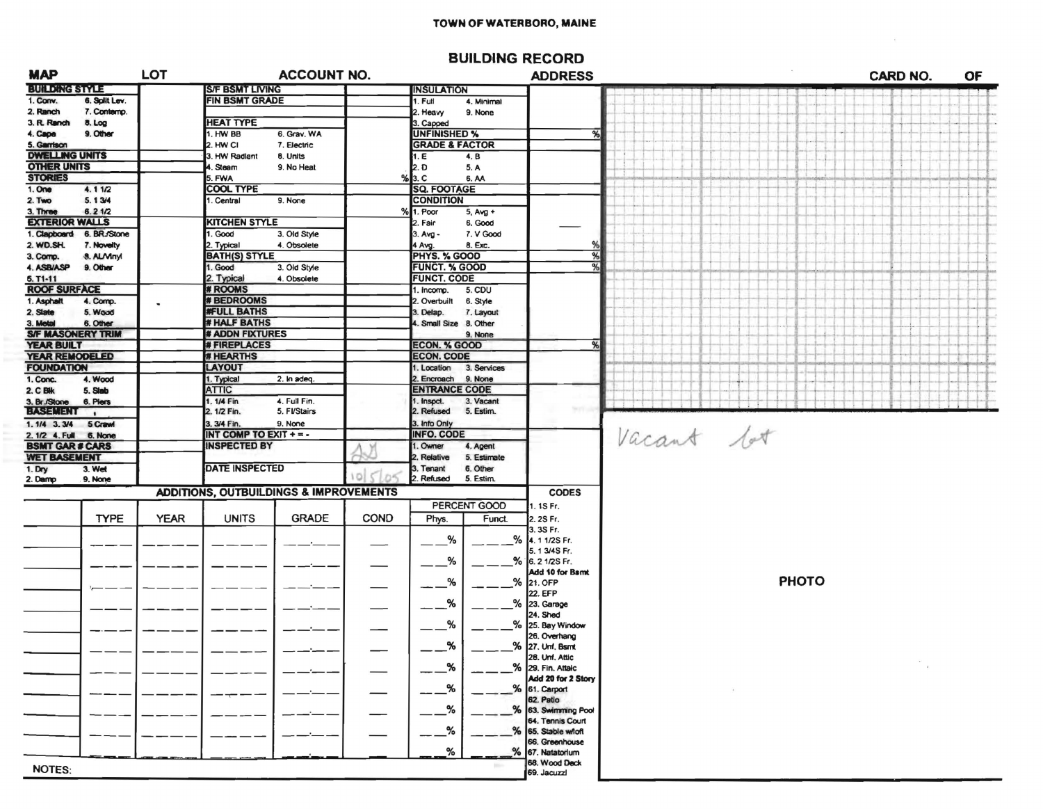**TOWN OF WATERBORO, MAINE**

## BUILDING RECORD

| MAP | LOT | ACCOUNT NO. | ADDRESS | CARD NO. | OF |
|---|---|---|---|---|---|
| | | | | | |

| | | | | | |
|---|---|---|---|---|---|
| **BUILDING STYLE** 1. Conv. 6. Split Lev. 2. Ranch 7. Contemp. 3. R. Ranch 8. Log 4. Cape 9. Other 5. Garrison | | **S/F BSMT LIVING** | | **INSULATION** 1. Full 4. Minimal 2. Heavy 9. None 3. Capped | |
| **DWELLING UNITS** | | **FIN BSMT GRADE** | | **UNFINISHED %** | % |
| **OTHER UNITS** | | **HEAT TYPE** 1. HW BB 6. Grav. WA 2. HW CI 7. Electric 3. HW Radiant 8. Units 4. Steam 9. No Heat 5. FWA | % | **GRADE & FACTOR** 1. E 4. B 2. D 5. A 3. C 6. AA | % |
| **STORIES** 1. One 4. 1 1/2 2. Two 5. 1 3/4 3. Three 6. 2 1/2 | | **COOL TYPE** 1. Central 9. None | % | **SQ. FOOTAGE** | |
| **EXTERIOR WALLS** 1. Clapboard 6. BR./Stone 2. WD.SH. 7. Novelty 3. Comp. 8. AL/Vinyl 4. ASB/ASP 9. Other 5. T1-11 | | **KITCHEN STYLE** 1. Good 3. Old Style 2. Typical 4. Obsolete | | **CONDITION** 1. Poor 5. Avg + 2. Fair 6. Good 3. Avg - 7. V Good 4 Avg. 8. Exc. | ___ |
| | | **BATH(S) STYLE** 1. Good 3. Old Style 2. Typical 4. Obsolete | | **PHYS. % GOOD** | % |
| | | | | **FUNCT. % GOOD** | % |
| **ROOF SURFACE** 1. Asphalt 4. Comp. 2. Slate 5. Wood 3. Metal 6. Other | | **# ROOMS** | | **FUNCT. CODE** 1. Incomp. 5. CDU 2. Overbuilt 6. Style 3. Delap. 7. Layout 4. Small Size 8. Other 9. None | |
| | | **# BEDROOMS** | | | |
| | | **#FULL BATHS** | | | |
| | | **# HALF BATHS** | | | |
| **S/F MASONERY TRIM** | | **# ADDN FIXTURES** | | | |
| **YEAR BUILT** | | **# FIREPLACES** | | **ECON. % GOOD** | % |
| **YEAR REMODELED** | | **# HEARTHS** | | **ECON. CODE** 1. Location 3. Services 2. Encroach 9. None | |
| **FOUNDATION** 1. Conc. 4. Wood 2. C Blk 5. Slab 3. Br./Stone 6. Piers | | **LAYOUT** 1. Typical 2. In adeq. | | | |
| **BASEMENT** 1. 1/4 3. 3/4 5 Crawl 2. 1/2 4. Full 6. None | | **ATTIC** 1. 1/4 Fin 4. Full Fin. 2. 1/2 Fin. 5. Fl/Stairs 3. 3/4 Fin. 9. None | | **ENTRANCE CODE** 1. Inspct. 3. Vacant 2. Refused 5. Estim. 3. Info Only | |
| | | **INT COMP TO EXIT + = -** | | | |
| **BSMT GAR # CARS** | | **INSPECTED BY** | AS | **INFO. CODE** 1. Owner 4. Agent 2. Relative 5. Estimate 3. Tenant 6. Other 2. Refused 5. Estim. | |
| **WET BASEMENT** 1. Dry 3. Wet 2. Damp 9. None | | **DATE INSPECTED** | 10/5/05 | | |

Vacant lot

### ADDITIONS, OUTBUILDINGS & IMPROVEMENTS

| | TYPE | YEAR | UNITS | GRADE | COND | PERCENT GOOD Phys. | Funct. |
|---|---|---|---|---|---|---|---|
| | | | | | | % | % |
| | | | | | | % | % |
| | | | | | | % | % |
| | | | | | | % | % |
| | | | | | | % | % |
| | | | | | | % | % |
| | | | | | | % | % |
| | | | | | | % | % |
| | | | | | | % | % |
| | | | | | | % | % |
| | | | | | | % | % |

**CODES**
1. 1S Fr.
2. 2S Fr.
3. 3S Fr.
4. 1 1/2S Fr.
5. 1 3/4S Fr.
6. 2 1/2S Fr.
**Add 10 for Bsmt**
21. OFP
22. EFP
23. Garage
24. Shed
25. Bay Window
26. Overhang
27. Unf. Bsmt
28. Unf. Attic
29. Fin. Attaic
**Add 20 for 2 Story**
61. Carport
62. Patio
63. Swimming Pool
64. Tennis Court
65. Stable w/loft
66. Greenhouse
67. Natatorium
68. Wood Deck
69. Jacuzzi

NOTES:

PHOTO